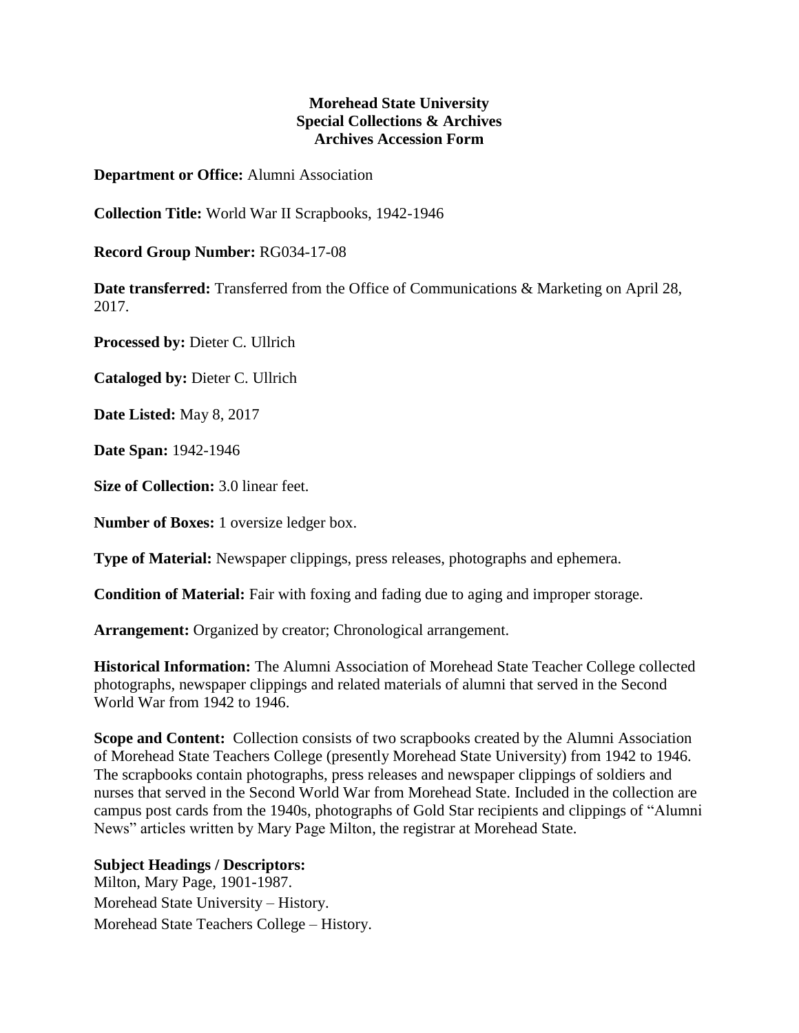**Morehead State University**
**Special Collections & Archives**
**Archives Accession Form**

**Department or Office:** Alumni Association

**Collection Title:** World War II Scrapbooks, 1942-1946

**Record Group Number:** RG034-17-08

**Date transferred:** Transferred from the Office of Communications & Marketing on April 28, 2017.

**Processed by:** Dieter C. Ullrich

**Cataloged by:** Dieter C. Ullrich

**Date Listed:** May 8, 2017

**Date Span:** 1942-1946

**Size of Collection:** 3.0 linear feet.

**Number of Boxes:** 1 oversize ledger box.

**Type of Material:** Newspaper clippings, press releases, photographs and ephemera.

**Condition of Material:** Fair with foxing and fading due to aging and improper storage.

**Arrangement:** Organized by creator; Chronological arrangement.

**Historical Information:** The Alumni Association of Morehead State Teacher College collected photographs, newspaper clippings and related materials of alumni that served in the Second World War from 1942 to 1946.

**Scope and Content:** Collection consists of two scrapbooks created by the Alumni Association of Morehead State Teachers College (presently Morehead State University) from 1942 to 1946. The scrapbooks contain photographs, press releases and newspaper clippings of soldiers and nurses that served in the Second World War from Morehead State. Included in the collection are campus post cards from the 1940s, photographs of Gold Star recipients and clippings of "Alumni News" articles written by Mary Page Milton, the registrar at Morehead State.

**Subject Headings / Descriptors:**

Milton, Mary Page, 1901-1987.

Morehead State University – History.

Morehead State Teachers College – History.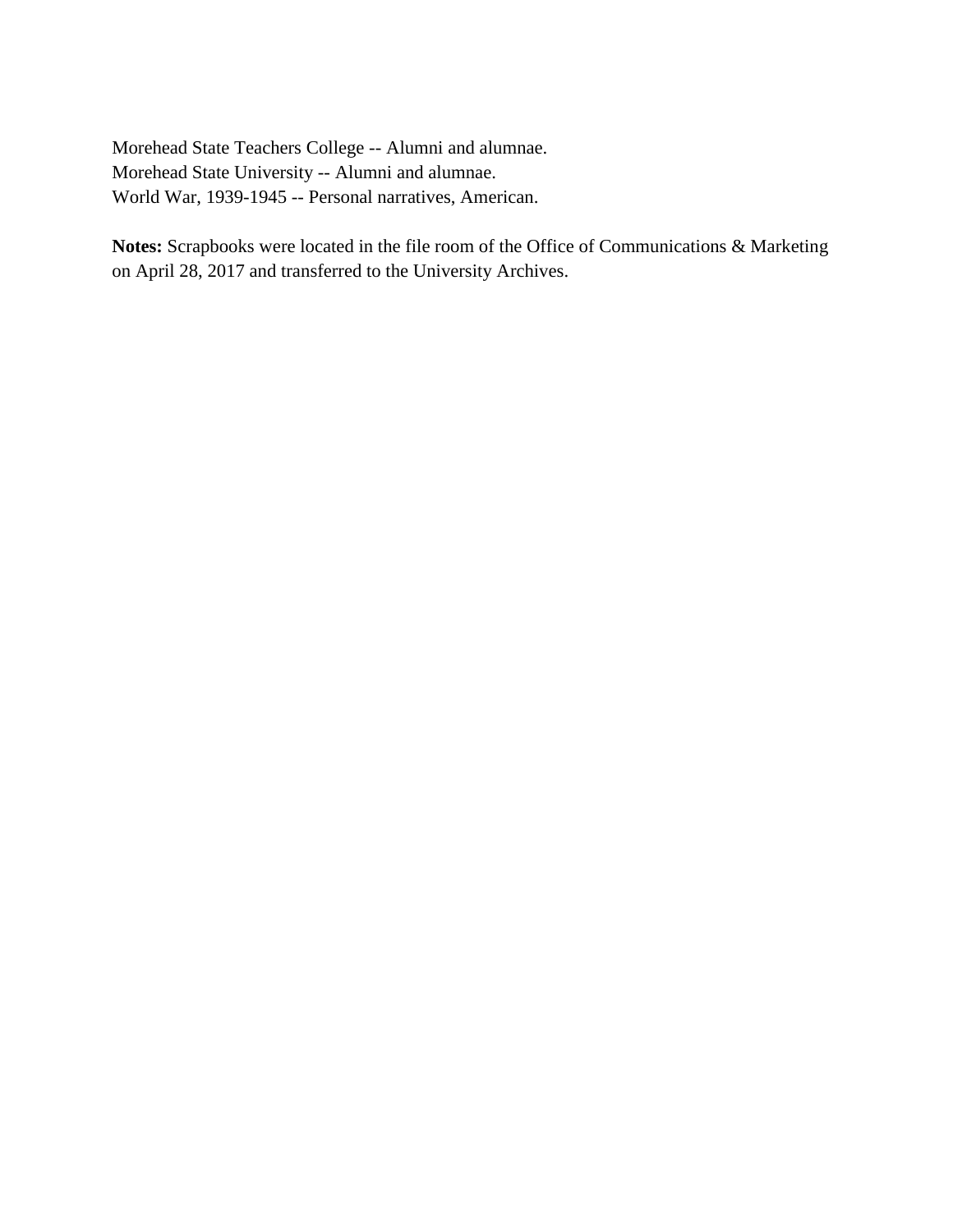Morehead State Teachers College -- Alumni and alumnae.
Morehead State University -- Alumni and alumnae.
World War, 1939-1945 -- Personal narratives, American.

**Notes:** Scrapbooks were located in the file room of the Office of Communications & Marketing on April 28, 2017 and transferred to the University Archives.